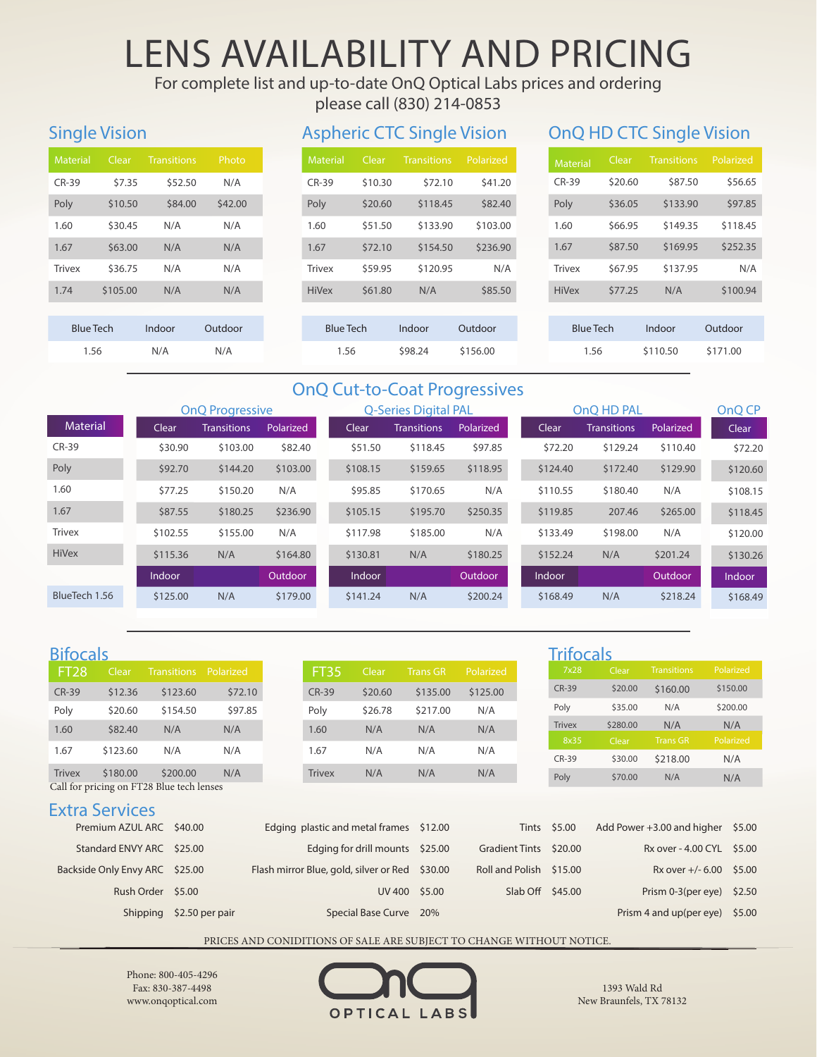# LENS AVAILABILITY AND PRICING

For complete list and up-to-date OnQ Optical Labs prices and ordering please call (830) 214-0853

## Single Vision

| Material | Clear | Transitions | Photo |
|---|---|---|---|
| CR-39 | $7.35 | $52.50 | N/A |
| Poly | $10.50 | $84.00 | $42.00 |
| 1.60 | $30.45 | N/A | N/A |
| 1.67 | $63.00 | N/A | N/A |
| Trivex | $36.75 | N/A | N/A |
| 1.74 | $105.00 | N/A | N/A |

| Blue Tech | Indoor | Outdoor |
|---|---|---|
| 1.56 | N/A | N/A |

## Aspheric CTC Single Vision

| Material | Clear | Transitions | Polarized |
|---|---|---|---|
| CR-39 | $10.30 | $72.10 | $41.20 |
| Poly | $20.60 | $118.45 | $82.40 |
| 1.60 | $51.50 | $133.90 | $103.00 |
| 1.67 | $72.10 | $154.50 | $236.90 |
| Trivex | $59.95 | $120.95 | N/A |
| HiVex | $61.80 | N/A | $85.50 |

| Blue Tech | Indoor | Outdoor |
|---|---|---|
| 1.56 | $98.24 | $156.00 |

## OnQ HD CTC Single Vision

| Material | Clear | Transitions | Polarized |
|---|---|---|---|
| CR-39 | $20.60 | $87.50 | $56.65 |
| Poly | $36.05 | $133.90 | $97.85 |
| 1.60 | $66.95 | $149.35 | $118.45 |
| 1.67 | $87.50 | $169.95 | $252.35 |
| Trivex | $67.95 | $137.95 | N/A |
| HiVex | $77.25 | N/A | $100.94 |

| Blue Tech | Indoor | Outdoor |
|---|---|---|
| 1.56 | $110.50 | $171.00 |

## OnQ Cut-to-Coat Progressives

| | OnQ Progressive | | | Q-Series Digital PAL | | | OnQ HD PAL | | | OnQ CP |
|---|---|---|---|---|---|---|---|---|---|---|
| Material | Clear | Transitions | Polarized | Clear | Transitions | Polarized | Clear | Transitions | Polarized | Clear |
| CR-39 | $30.90 | $103.00 | $82.40 | $51.50 | $118.45 | $97.85 | $72.20 | $129.24 | $110.40 | $72.20 |
| Poly | $92.70 | $144.20 | $103.00 | $108.15 | $159.65 | $118.95 | $124.40 | $172.40 | $129.90 | $120.60 |
| 1.60 | $77.25 | $150.20 | N/A | $95.85 | $170.65 | N/A | $110.55 | $180.40 | N/A | $108.15 |
| 1.67 | $87.55 | $180.25 | $236.90 | $105.15 | $195.70 | $250.35 | $119.85 | 207.46 | $265.00 | $118.45 |
| Trivex | $102.55 | $155.00 | N/A | $117.98 | $185.00 | N/A | $133.49 | $198.00 | N/A | $120.00 |
| HiVex | $115.36 | N/A | $164.80 | $130.81 | N/A | $180.25 | $152.24 | N/A | $201.24 | $130.26 |
| | Indoor | | Outdoor | Indoor | | Outdoor | Indoor | | Outdoor | Indoor |
| BlueTech 1.56 | $125.00 | N/A | $179.00 | $141.24 | N/A | $200.24 | $168.49 | N/A | $218.24 | $168.49 |

## Bifocals

| FT28 | Clear | Transitions | Polarized |
|---|---|---|---|
| CR-39 | $12.36 | $123.60 | $72.10 |
| Poly | $20.60 | $154.50 | $97.85 |
| 1.60 | $82.40 | N/A | N/A |
| 1.67 | $123.60 | N/A | N/A |
| Trivex | $180.00 | $200.00 | N/A |

Call for pricing on FT28 Blue tech lenses

| FT35 | Clear | Trans GR | Polarized |
|---|---|---|---|
| CR-39 | $20.60 | $135.00 | $125.00 |
| Poly | $26.78 | $217.00 | N/A |
| 1.60 | N/A | N/A | N/A |
| 1.67 | N/A | N/A | N/A |
| Trivex | N/A | N/A | N/A |

## Trifocals

| 7x28 | Clear | Transitions | Polarized |
|---|---|---|---|
| CR-39 | $20.00 | $160.00 | $150.00 |
| Poly | $35.00 | N/A | $200.00 |
| Trivex | $280.00 | N/A | N/A |
| **8x35** | **Clear** | **Trans GR** | **Polarized** |
| CR-39 | $30.00 | $218.00 | N/A |
| Poly | $70.00 | N/A | N/A |

## Extra Services

| Service | Price | Service | Price | Service | Price | Service | Price |
|---|---|---|---|---|---|---|---|
| Premium AZUL ARC | $40.00 | Edging plastic and metal frames | $12.00 | Tints | $5.00 | Add Power +3.00 and higher | $5.00 |
| Standard ENVY ARC | $25.00 | Edging for drill mounts | $25.00 | Gradient Tints | $20.00 | Rx over - 4.00 CYL | $5.00 |
| Backside Only Envy ARC | $25.00 | Flash mirror Blue, gold, silver or Red | $30.00 | Roll and Polish | $15.00 | Rx over +/- 6.00 | $5.00 |
| Rush Order | $5.00 | UV 400 | $5.00 | Slab Off | $45.00 | Prism 0-3(per eye) | $2.50 |
| Shipping | $2.50 per pair | Special Base Curve | 20% | | | Prism 4 and up(per eye) | $5.00 |

PRICES AND CONIDITIONS OF SALE ARE SUBJECT TO CHANGE WITHOUT NOTICE.

Phone: 800-405-4296
Fax: 830-387-4498
www.onqoptical.com

OnQ OPTICAL LABS

1393 Wald Rd
New Braunfels, TX 78132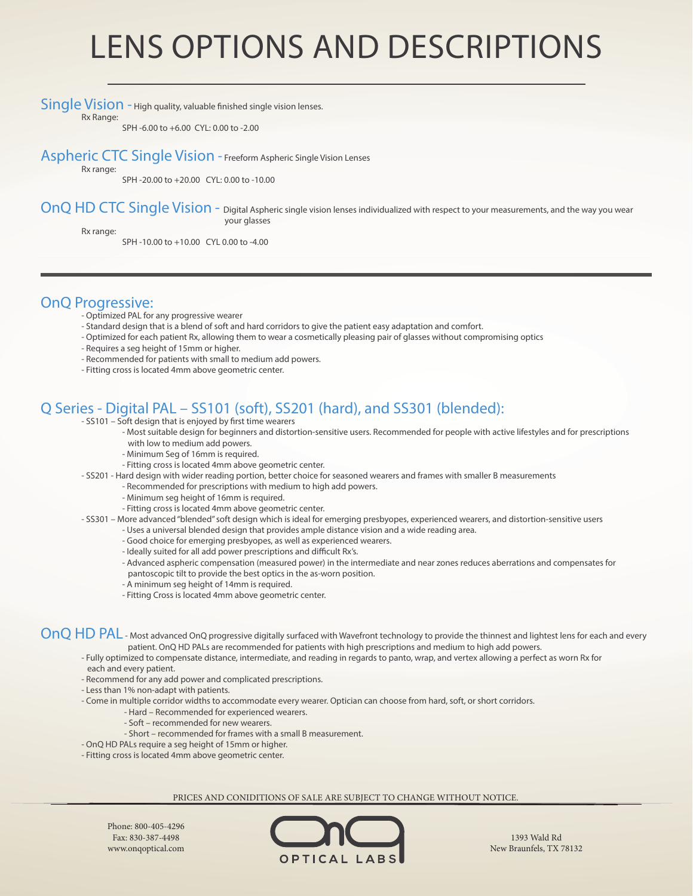# LENS OPTIONS AND DESCRIPTIONS

## Single Vision - High quality, valuable finished single vision lenses.

Rx Range:

SPH -6.00 to +6.00 CYL: 0.00 to -2.00

## Aspheric CTC Single Vision - Freeform Aspheric Single Vision Lenses

Rx range:

SPH -20.00 to +20.00 CYL: 0.00 to -10.00

## OnQ HD CTC Single Vision - Digital Aspheric single vision lenses individualized with respect to your measurements, and the way you wear your glasses

Rx range:

SPH -10.00 to +10.00 CYL 0.00 to -4.00

---

## OnQ Progressive:

- Optimized PAL for any progressive wearer
- Standard design that is a blend of soft and hard corridors to give the patient easy adaptation and comfort.
- Optimized for each patient Rx, allowing them to wear a cosmetically pleasing pair of glasses without compromising optics
- Requires a seg height of 15mm or higher.
- Recommended for patients with small to medium add powers.
- Fitting cross is located 4mm above geometric center.

## Q Series - Digital PAL – SS101 (soft), SS201 (hard), and SS301 (blended):

- SS101 – Soft design that is enjoyed by first time wearers
  - Most suitable design for beginners and distortion-sensitive users. Recommended for people with active lifestyles and for prescriptions with low to medium add powers.
  - Minimum Seg of 16mm is required.
  - Fitting cross is located 4mm above geometric center.
- SS201 - Hard design with wider reading portion, better choice for seasoned wearers and frames with smaller B measurements
  - Recommended for prescriptions with medium to high add powers.
  - Minimum seg height of 16mm is required.
  - Fitting cross is located 4mm above geometric center.
- SS301 – More advanced "blended" soft design which is ideal for emerging presbyopes, experienced wearers, and distortion-sensitive users
  - Uses a universal blended design that provides ample distance vision and a wide reading area.
  - Good choice for emerging presbyopes, as well as experienced wearers.
  - Ideally suited for all add power prescriptions and difficult Rx's.
  - Advanced aspheric compensation (measured power) in the intermediate and near zones reduces aberrations and compensates for pantoscopic tilt to provide the best optics in the as-worn position.
  - A minimum seg height of 14mm is required.
  - Fitting Cross is located 4mm above geometric center.

## OnQ HD PAL - Most advanced OnQ progressive digitally surfaced with Wavefront technology to provide the thinnest and lightest lens for each and every patient. OnQ HD PALs are recommended for patients with high prescriptions and medium to high add powers.

- Fully optimized to compensate distance, intermediate, and reading in regards to panto, wrap, and vertex allowing a perfect as worn Rx for each and every patient.
- Recommend for any add power and complicated prescriptions.
- Less than 1% non-adapt with patients.
- Come in multiple corridor widths to accommodate every wearer. Optician can choose from hard, soft, or short corridors.
  - Hard – Recommended for experienced wearers.
  - Soft – recommended for new wearers.
  - Short – recommended for frames with a small B measurement.
- OnQ HD PALs require a seg height of 15mm or higher.
- Fitting cross is located 4mm above geometric center.

PRICES AND CONIDITIONS OF SALE ARE SUBJECT TO CHANGE WITHOUT NOTICE.

Phone: 800-405-4296
Fax: 830-387-4498
www.onqoptical.com

OnQ OPTICAL LABS

1393 Wald Rd
New Braunfels, TX 78132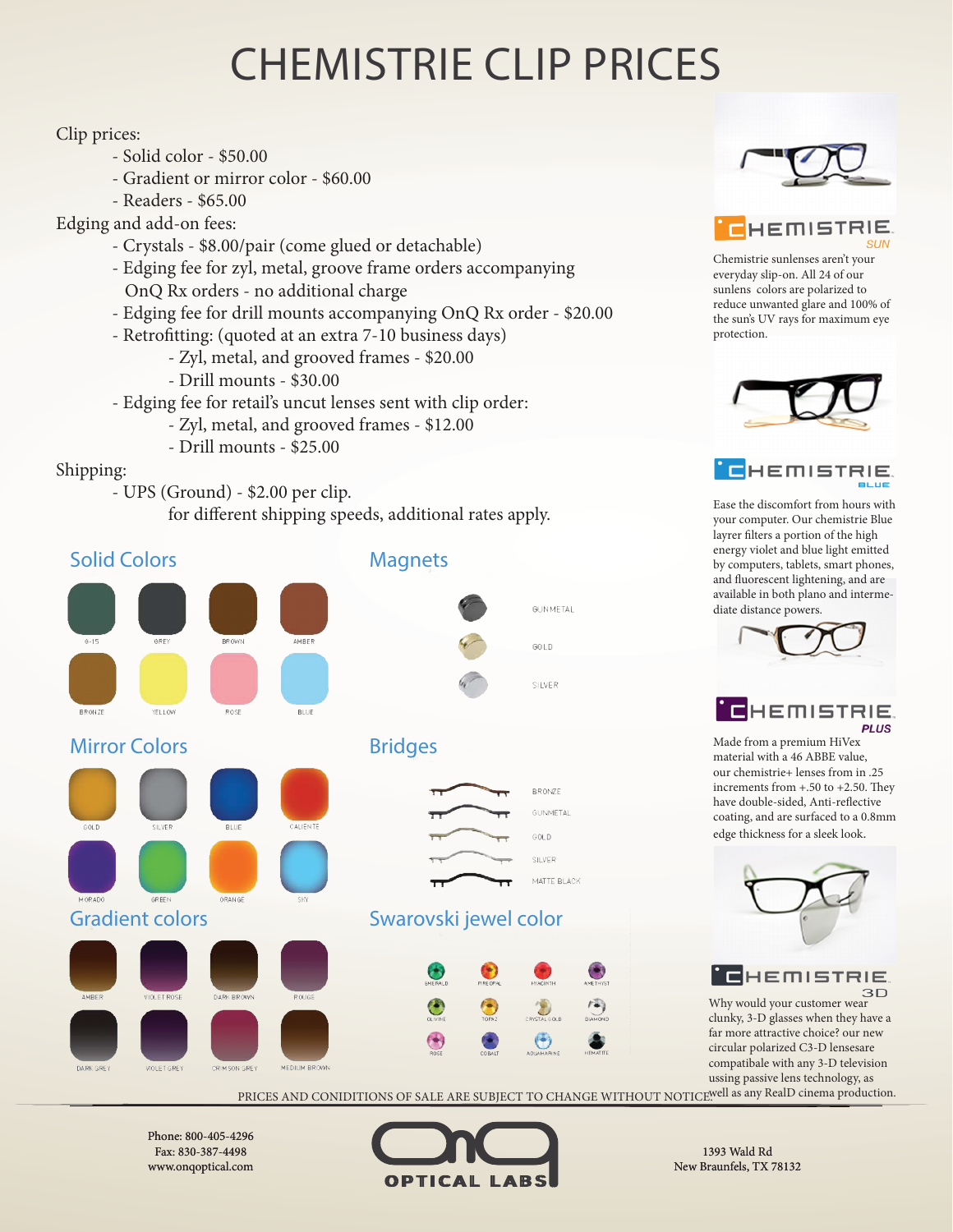# CHEMISTRIE CLIP PRICES

Clip prices:

- Solid color - $50.00
- Gradient or mirror color - $60.00
- Readers - $65.00

Edging and add-on fees:

- Crystals - $8.00/pair (come glued or detachable)
- Edging fee for zyl, metal, groove frame orders accompanying OnQ Rx orders - no additional charge
- Edging fee for drill mounts accompanying OnQ Rx order - $20.00
- Retrofitting: (quoted at an extra 7-10 business days)
  - Zyl, metal, and grooved frames - $20.00
  - Drill mounts - $30.00
- Edging fee for retail's uncut lenses sent with clip order:
  - Zyl, metal, and grooved frames - $12.00
  - Drill mounts - $25.00

Shipping:

- UPS (Ground) - $2.00 per clip.
  for different shipping speeds, additional rates apply.

## Solid Colors

G-15, GREY, BROWN, AMBER, BRONZE, YELLOW, ROSE, BLUE

## Mirror Colors

GOLD, SILVER, BLUE, CALIENTE, MORADO, GREEN, ORANGE, SKY

## Gradient colors

AMBER, VIOLET ROSE, DARK BROWN, ROUGE, DARK GREY, VIOLET GREY, CRIMSON GREY, MEDIUM BROWN

## Magnets

GUNMETAL, GOLD, SILVER

## Bridges

BRONZE, GUNMETAL, GOLD, SILVER, MATTE BLACK

## Swarovski jewel color

EMERALD, FIREOPAL, HYACINTH, AMETHYST, OLIVINE, TOPAZ, CRYSTAL GOLD, DIAMOND, ROSE, COBALT, AQUAMARINE, HEMATITE

## CHEMISTRIE SUN

Chemistrie sunlenses aren't your everyday slip-on. All 24 of our sunlens colors are polarized to reduce unwanted glare and 100% of the sun's UV rays for maximum eye protection.

## CHEMISTRIE BLUE

Ease the discomfort from hours with your computer. Our chemistrie Blue layrer filters a portion of the high energy violet and blue light emitted by computers, tablets, smart phones, and fluorescent lightening, and are available in both plano and intermediate distance powers.

## CHEMISTRIE PLUS

Made from a premium HiVex material with a 46 ABBE value, our chemistrie+ lenses from in .25 increments from +.50 to +2.50. They have double-sided, Anti-reflective coating, and are surfaced to a 0.8mm edge thickness for a sleek look.

## CHEMISTRIE 3D

Why would your customer wear clunky, 3-D glasses when they have a far more attractive choice? our new circular polarized C3-D lensesare compatibile with any 3-D television ussing passive lens technology, as well as any RealD cinema production.

PRICES AND CONIDITIONS OF SALE ARE SUBJECT TO CHANGE WITHOUT NOTICE.

Phone: 800-405-4296
Fax: 830-387-4498
www.onqoptical.com

OnQ OPTICAL LABS

1393 Wald Rd
New Braunfels, TX 78132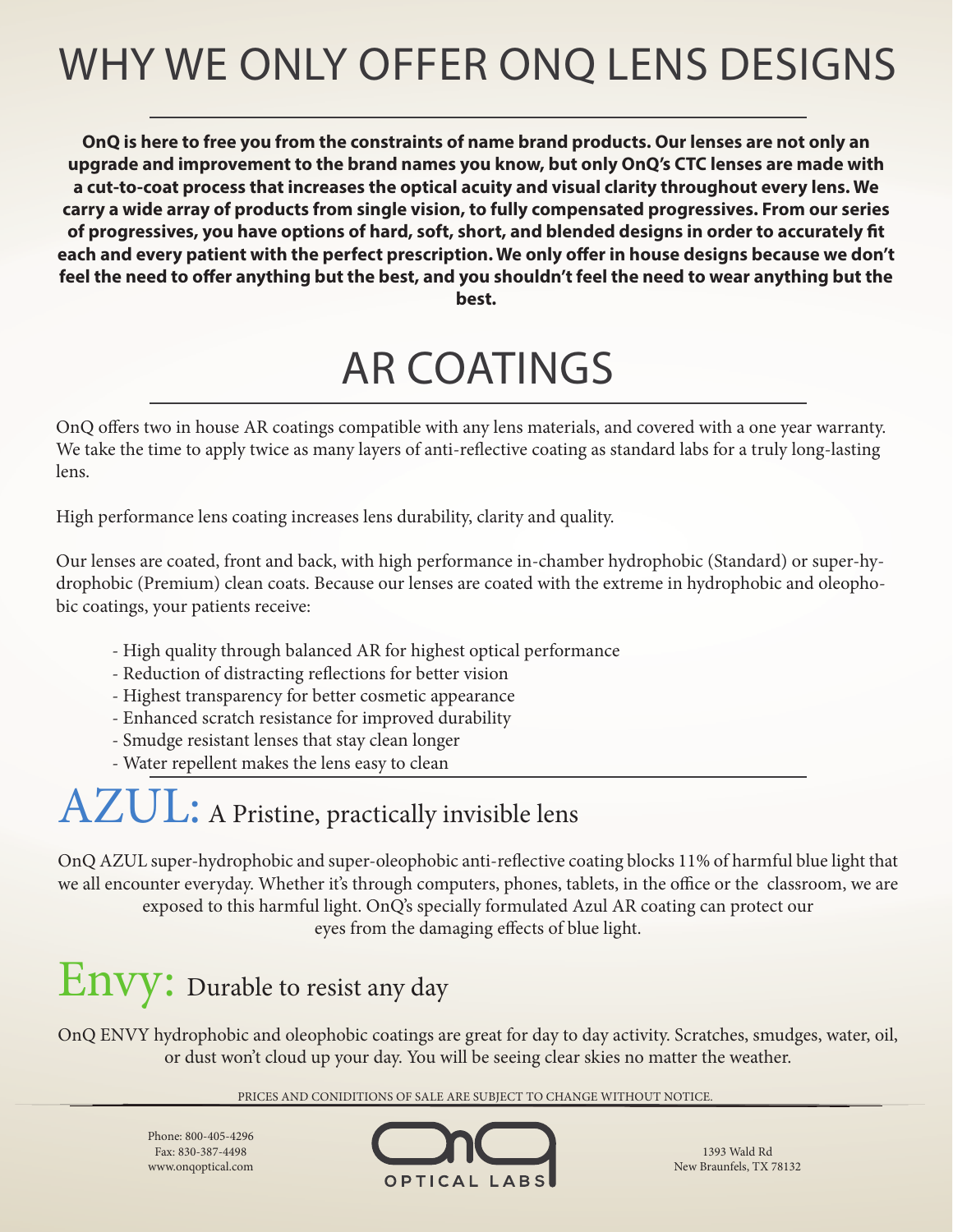# WHY WE ONLY OFFER ONQ LENS DESIGNS

**OnQ is here to free you from the constraints of name brand products. Our lenses are not only an upgrade and improvement to the brand names you know, but only OnQ's CTC lenses are made with a cut-to-coat process that increases the optical acuity and visual clarity throughout every lens. We carry a wide array of products from single vision, to fully compensated progressives. From our series of progressives, you have options of hard, soft, short, and blended designs in order to accurately fit each and every patient with the perfect prescription. We only offer in house designs because we don't feel the need to offer anything but the best, and you shouldn't feel the need to wear anything but the best.**

# AR COATINGS

OnQ offers two in house AR coatings compatible with any lens materials, and covered with a one year warranty. We take the time to apply twice as many layers of anti-reflective coating as standard labs for a truly long-lasting lens.

High performance lens coating increases lens durability, clarity and quality.

Our lenses are coated, front and back, with high performance in-chamber hydrophobic (Standard) or super-hydrophobic (Premium) clean coats. Because our lenses are coated with the extreme in hydrophobic and oleophobic coatings, your patients receive:

- High quality through balanced AR for highest optical performance
- Reduction of distracting reflections for better vision
- Highest transparency for better cosmetic appearance
- Enhanced scratch resistance for improved durability
- Smudge resistant lenses that stay clean longer
- Water repellent makes the lens easy to clean

## AZUL: A Pristine, practically invisible lens

OnQ AZUL super-hydrophobic and super-oleophobic anti-reflective coating blocks 11% of harmful blue light that we all encounter everyday. Whether it's through computers, phones, tablets, in the office or the classroom, we are exposed to this harmful light. OnQ's specially formulated Azul AR coating can protect our eyes from the damaging effects of blue light.

## Envy: Durable to resist any day

OnQ ENVY hydrophobic and oleophobic coatings are great for day to day activity. Scratches, smudges, water, oil, or dust won't cloud up your day. You will be seeing clear skies no matter the weather.

PRICES AND CONIDITIONS OF SALE ARE SUBJECT TO CHANGE WITHOUT NOTICE.

Phone: 800-405-4296
Fax: 830-387-4498
www.onqoptical.com

OnQ OPTICAL LABS

1393 Wald Rd
New Braunfels, TX 78132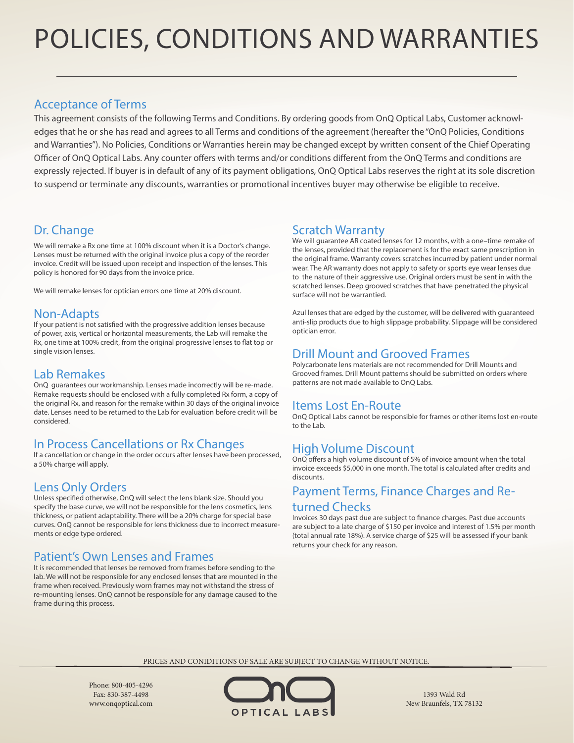# POLICIES, CONDITIONS AND WARRANTIES

## Acceptance of Terms

This agreement consists of the following Terms and Conditions. By ordering goods from OnQ Optical Labs, Customer acknowledges that he or she has read and agrees to all Terms and conditions of the agreement (hereafter the "OnQ Policies, Conditions and Warranties"). No Policies, Conditions or Warranties herein may be changed except by written consent of the Chief Operating Officer of OnQ Optical Labs. Any counter offers with terms and/or conditions different from the OnQ Terms and conditions are expressly rejected. If buyer is in default of any of its payment obligations, OnQ Optical Labs reserves the right at its sole discretion to suspend or terminate any discounts, warranties or promotional incentives buyer may otherwise be eligible to receive.

## Dr. Change

We will remake a Rx one time at 100% discount when it is a Doctor's change. Lenses must be returned with the original invoice plus a copy of the reorder invoice. Credit will be issued upon receipt and inspection of the lenses. This policy is honored for 90 days from the invoice price.

We will remake lenses for optician errors one time at 20% discount.

## Non-Adapts

If your patient is not satisfied with the progressive addition lenses because of power, axis, vertical or horizontal measurements, the Lab will remake the Rx, one time at 100% credit, from the original progressive lenses to flat top or single vision lenses.

## Lab Remakes

OnQ guarantees our workmanship. Lenses made incorrectly will be re-made. Remake requests should be enclosed with a fully completed Rx form, a copy of the original Rx, and reason for the remake within 30 days of the original invoice date. Lenses need to be returned to the Lab for evaluation before credit will be considered.

## In Process Cancellations or Rx Changes

If a cancellation or change in the order occurs after lenses have been processed, a 50% charge will apply.

## Lens Only Orders

Unless specified otherwise, OnQ will select the lens blank size. Should you specify the base curve, we will not be responsible for the lens cosmetics, lens thickness, or patient adaptability. There will be a 20% charge for special base curves. OnQ cannot be responsible for lens thickness due to incorrect measurements or edge type ordered.

## Patient's Own Lenses and Frames

It is recommended that lenses be removed from frames before sending to the lab. We will not be responsible for any enclosed lenses that are mounted in the frame when received. Previously worn frames may not withstand the stress of re-mounting lenses. OnQ cannot be responsible for any damage caused to the frame during this process.

## Scratch Warranty

We will guarantee AR coated lenses for 12 months, with a one–time remake of the lenses, provided that the replacement is for the exact same prescription in the original frame. Warranty covers scratches incurred by patient under normal wear. The AR warranty does not apply to safety or sports eye wear lenses due to the nature of their aggressive use. Original orders must be sent in with the scratched lenses. Deep grooved scratches that have penetrated the physical surface will not be warrantied.

Azul lenses that are edged by the customer, will be delivered with guaranteed anti-slip products due to high slippage probability. Slippage will be considered optician error.

## Drill Mount and Grooved Frames

Polycarbonate lens materials are not recommended for Drill Mounts and Grooved frames. Drill Mount patterns should be submitted on orders where patterns are not made available to OnQ Labs.

## Items Lost En-Route

OnQ Optical Labs cannot be responsible for frames or other items lost en-route to the Lab.

## High Volume Discount

OnQ offers a high volume discount of 5% of invoice amount when the total invoice exceeds $5,000 in one month. The total is calculated after credits and discounts.

## Payment Terms, Finance Charges and Returned Checks

Invoices 30 days past due are subject to finance charges. Past due accounts are subject to a late charge of $150 per invoice and interest of 1.5% per month (total annual rate 18%). A service charge of $25 will be assessed if your bank returns your check for any reason.

PRICES AND CONIDITIONS OF SALE ARE SUBJECT TO CHANGE WITHOUT NOTICE.

Phone: 800-405-4296
Fax: 830-387-4498
www.onqoptical.com

OnQ OPTICAL LABS

1393 Wald Rd
New Braunfels, TX 78132